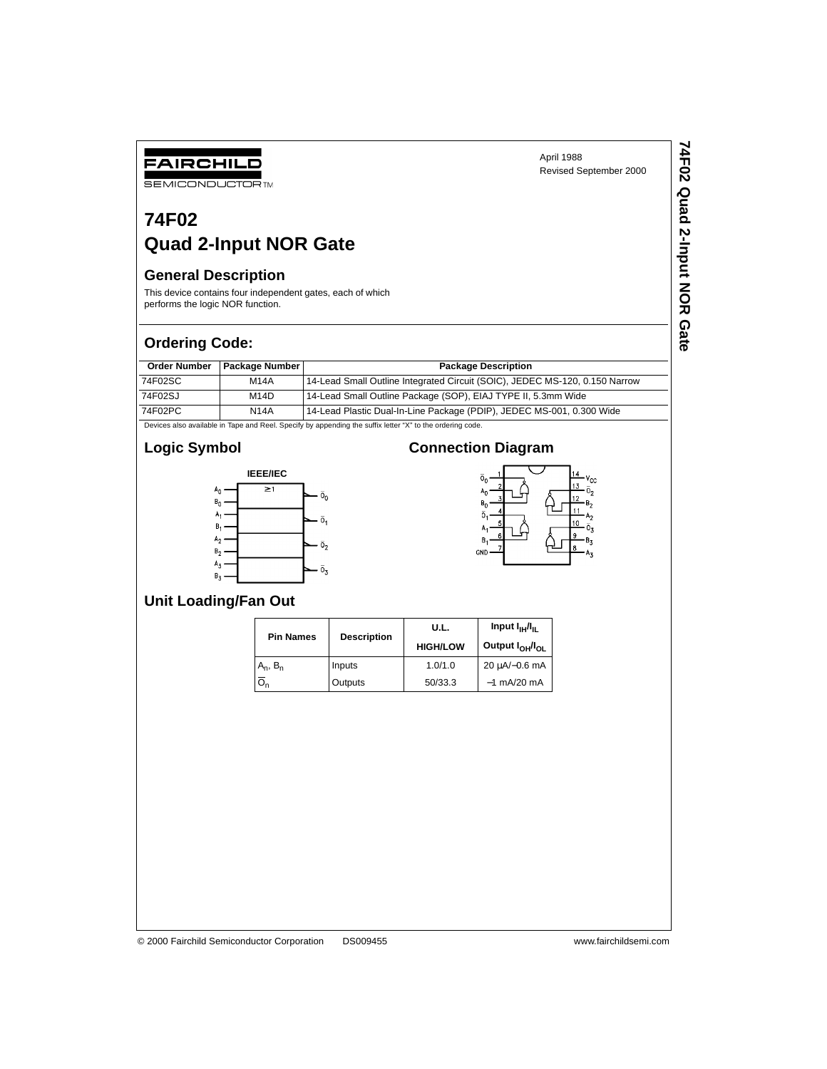FAIRCHILD

SEMICONDUCTOR™

April 1988
Revised September 2000

# 74F02
# Quad 2-Input NOR Gate

## General Description

This device contains four independent gates, each of which performs the logic NOR function.

## Ordering Code:

| Order Number | Package Number | Package Description |
|---|---|---|
| 74F02SC | M14A | 14-Lead Small Outline Integrated Circuit (SOIC), JEDEC MS-120, 0.150 Narrow |
| 74F02SJ | M14D | 14-Lead Small Outline Package (SOP), EIAJ TYPE II, 5.3mm Wide |
| 74F02PC | N14A | 14-Lead Plastic Dual-In-Line Package (PDIP), JEDEC MS-001, 0.300 Wide |

Devices also available in Tape and Reel. Specify by appending the suffix letter "X" to the ordering code.

## Logic Symbol

IEEE/IEC

## Connection Diagram

## Unit Loading/Fan Out

| Pin Names | Description | U.L. HIGH/LOW | Input $I_{IH}/I_{IL}$ Output $I_{OH}/I_{OL}$ |
|---|---|---|---|
| $A_n$, $B_n$ | Inputs | 1.0/1.0 | 20 μA/−0.6 mA |
| $\overline{O}_n$ | Outputs | 50/33.3 | −1 mA/20 mA |

© 2000 Fairchild Semiconductor Corporation DS009455 www.fairchildsemi.com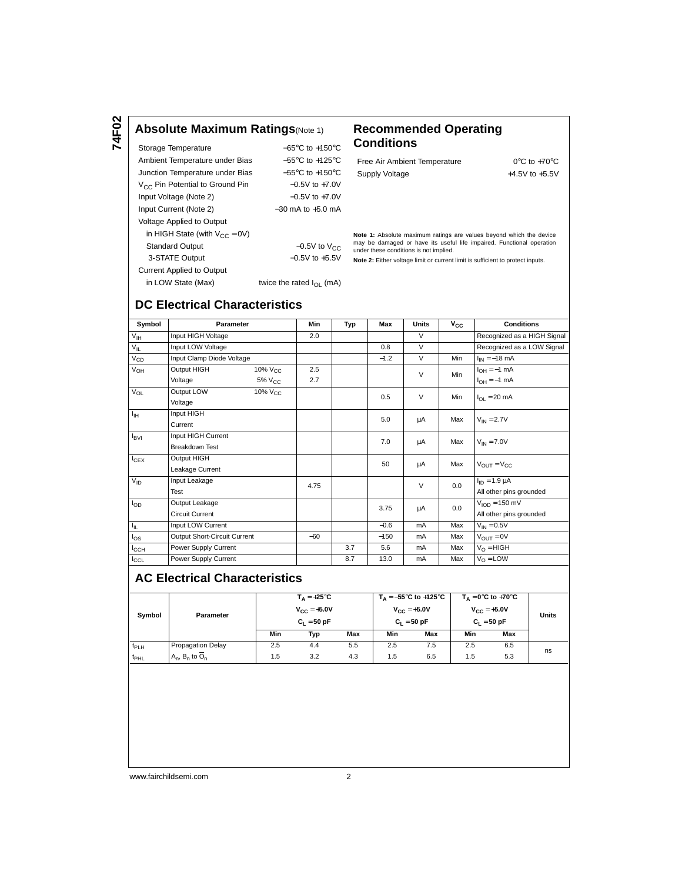## Absolute Maximum Ratings (Note 1)

| | |
|---|---|
| Storage Temperature | −65°C to +150°C |
| Ambient Temperature under Bias | −55°C to +125°C |
| Junction Temperature under Bias | −55°C to +150°C |
| $V_{CC}$ Pin Potential to Ground Pin | −0.5V to +7.0V |
| Input Voltage (Note 2) | −0.5V to +7.0V |
| Input Current (Note 2) | −30 mA to +5.0 mA |
| Voltage Applied to Output | |
| in HIGH State (with $V_{CC}$ = 0V) | |
| Standard Output | −0.5V to $V_{CC}$ |
| 3-STATE Output | −0.5V to +5.5V |
| Current Applied to Output | |
| in LOW State (Max) | twice the rated $I_{OL}$ (mA) |

## Recommended Operating Conditions

| | |
|---|---|
| Free Air Ambient Temperature | 0°C to +70°C |
| Supply Voltage | +4.5V to +5.5V |

**Note 1:** Absolute maximum ratings are values beyond which the device may be damaged or have its useful life impaired. Functional operation under these conditions is not implied.

**Note 2:** Either voltage limit or current limit is sufficient to protect inputs.

## DC Electrical Characteristics

| Symbol | Parameter | | Min | Typ | Max | Units | $V_{CC}$ | Conditions |
|---|---|---|---|---|---|---|---|---|
| $V_{IH}$ | Input HIGH Voltage | | 2.0 | | | V | | Recognized as a HIGH Signal |
| $V_{IL}$ | Input LOW Voltage | | | | 0.8 | V | | Recognized as a LOW Signal |
| $V_{CD}$ | Input Clamp Diode Voltage | | | | −1.2 | V | Min | $I_{IN}$ = −18 mA |
| $V_{OH}$ | Output HIGH Voltage | 10% $V_{CC}$ | 2.5 | | | V | Min | $I_{OH}$ = −1 mA |
| | | 5% $V_{CC}$ | 2.7 | | | | | $I_{OH}$ = −1 mA |
| $V_{OL}$ | Output LOW Voltage | 10% $V_{CC}$ | | | 0.5 | V | Min | $I_{OL}$ = 20 mA |
| $I_{IH}$ | Input HIGH Current | | | | 5.0 | μA | Max | $V_{IN}$ = 2.7V |
| $I_{BVI}$ | Input HIGH Current Breakdown Test | | | | 7.0 | μA | Max | $V_{IN}$ = 7.0V |
| $I_{CEX}$ | Output HIGH Leakage Current | | | | 50 | μA | Max | $V_{OUT}$ = $V_{CC}$ |
| $V_{ID}$ | Input Leakage Test | | 4.75 | | | V | 0.0 | $I_{ID}$ = 1.9 μA, All other pins grounded |
| $I_{OD}$ | Output Leakage Circuit Current | | | | 3.75 | μA | 0.0 | $V_{IOD}$ = 150 mV, All other pins grounded |
| $I_{IL}$ | Input LOW Current | | | | −0.6 | mA | Max | $V_{IN}$ = 0.5V |
| $I_{OS}$ | Output Short-Circuit Current | | −60 | | −150 | mA | Max | $V_{OUT}$ = 0V |
| $I_{CCH}$ | Power Supply Current | | | 3.7 | 5.6 | mA | Max | $V_O$ = HIGH |
| $I_{CCL}$ | Power Supply Current | | | 8.7 | 13.0 | mA | Max | $V_O$ = LOW |

## AC Electrical Characteristics

| Symbol | Parameter | $T_A$ = +25°C, $V_{CC}$ = +5.0V, $C_L$ = 50 pF | | | $T_A$ = −55°C to +125°C, $V_{CC}$ = +5.0V, $C_L$ = 50 pF | | $T_A$ = 0°C to +70°C, $V_{CC}$ = +5.0V, $C_L$ = 50 pF | | Units |
|---|---|---|---|---|---|---|---|---|---|
| | | Min | Typ | Max | Min | Max | Min | Max | |
| $t_{PLH}$ | Propagation Delay | 2.5 | 4.4 | 5.5 | 2.5 | 7.5 | 2.5 | 6.5 | ns |
| $t_{PHL}$ | $A_n$, $B_n$ to $\overline{O}_n$ | 1.5 | 3.2 | 4.3 | 1.5 | 6.5 | 1.5 | 5.3 | |